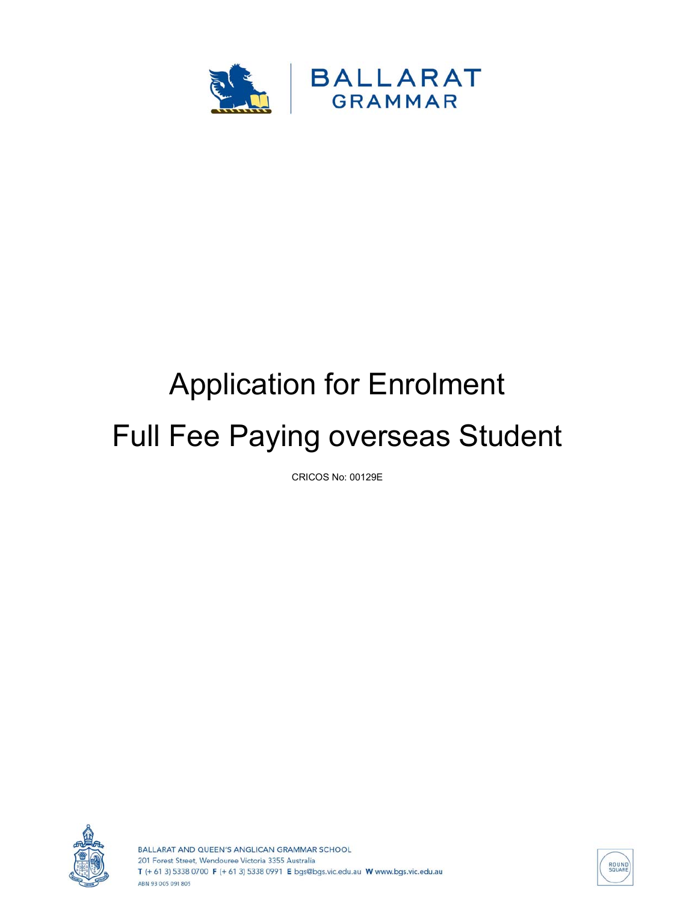BALLARAT GRAMMAR

# Application for Enrolment

# Full Fee Paying overseas Student

CRICOS No: 00129E

BALLARAT AND QUEEN'S ANGLICAN GRAMMAR SCHOOL
201 Forest Street, Wendouree Victoria 3355 Australia
T (+ 61 3) 5338 0700 F (+ 61 3) 5338 0991 E bgs@bgs.vic.edu.au W www.bgs.vic.edu.au
ABN 93 005 091 805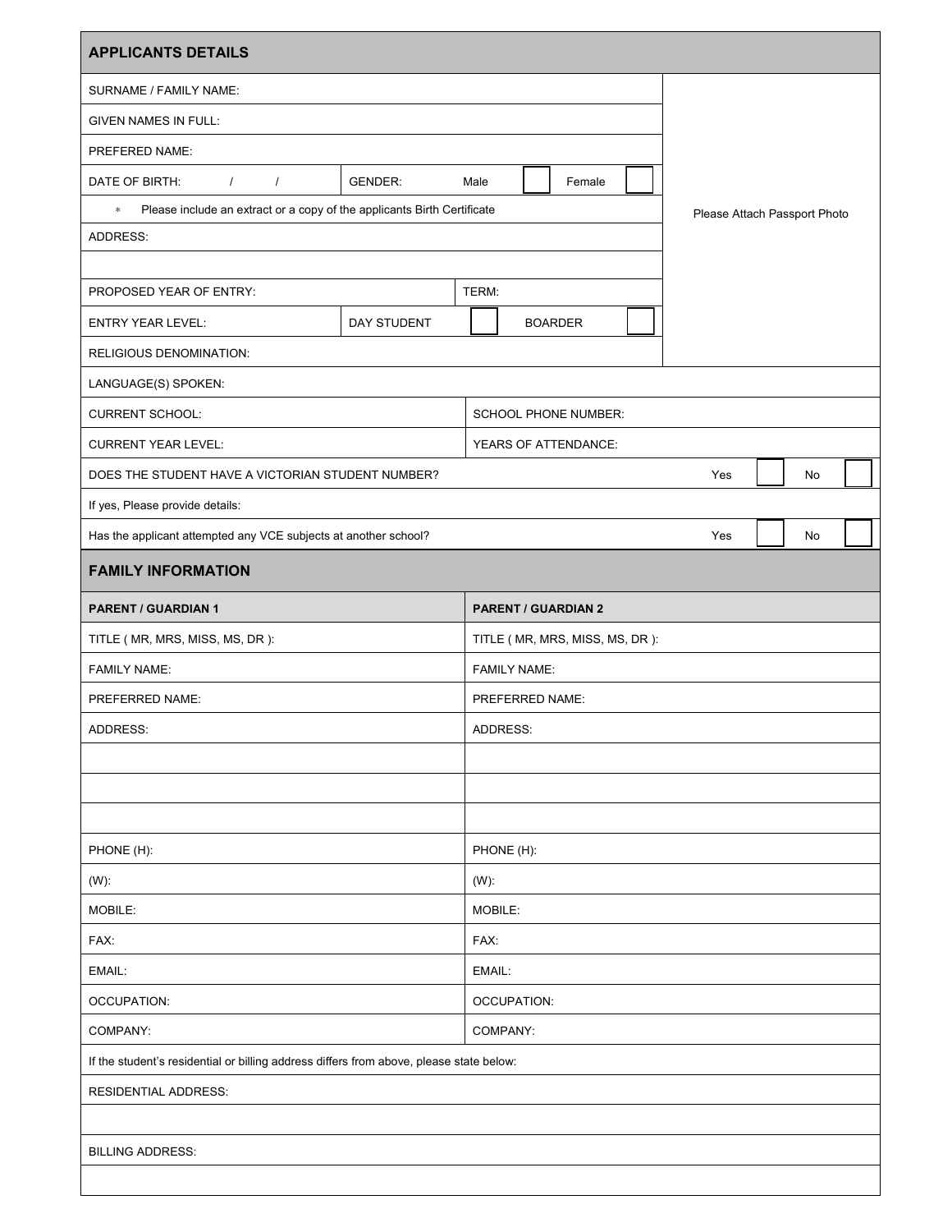## APPLICANTS DETAILS

| | | | |
|---|---|---|---|
| SURNAME / FAMILY NAME: | | | Please Attach Passport Photo |
| GIVEN NAMES IN FULL: | | | |
| PREFERED NAME: | | | |
| DATE OF BIRTH: / / | GENDER: Male ☐ Female ☐ | | |
| * Please include an extract or a copy of the applicants Birth Certificate | | | |
| ADDRESS: | | | |
| | | | |
| PROPOSED YEAR OF ENTRY: | | TERM: | |
| ENTRY YEAR LEVEL: | DAY STUDENT ☐ | BOARDER ☐ | |
| RELIGIOUS DENOMINATION: | | | |

| | |
|---|---|
| LANGUAGE(S) SPOKEN: | |
| CURRENT SCHOOL: | SCHOOL PHONE NUMBER: |
| CURRENT YEAR LEVEL: | YEARS OF ATTENDANCE: |
| DOES THE STUDENT HAVE A VICTORIAN STUDENT NUMBER? | Yes ☐ No ☐ |
| If yes, Please provide details: | |
| Has the applicant attempted any VCE subjects at another school? | Yes ☐ No ☐ |

## FAMILY INFORMATION

| PARENT / GUARDIAN 1 | PARENT / GUARDIAN 2 |
|---|---|
| TITLE ( MR, MRS, MISS, MS, DR ): | TITLE ( MR, MRS, MISS, MS, DR ): |
| FAMILY NAME: | FAMILY NAME: |
| PREFERRED NAME: | PREFERRED NAME: |
| ADDRESS: | ADDRESS: |
| | |
| | |
| | |
| PHONE (H): | PHONE (H): |
| (W): | (W): |
| MOBILE: | MOBILE: |
| FAX: | FAX: |
| EMAIL: | EMAIL: |
| OCCUPATION: | OCCUPATION: |
| COMPANY: | COMPANY: |

| |
|---|
| If the student's residential or billing address differs from above, please state below: |
| RESIDENTIAL ADDRESS: |
| |
| BILLING ADDRESS: |
| |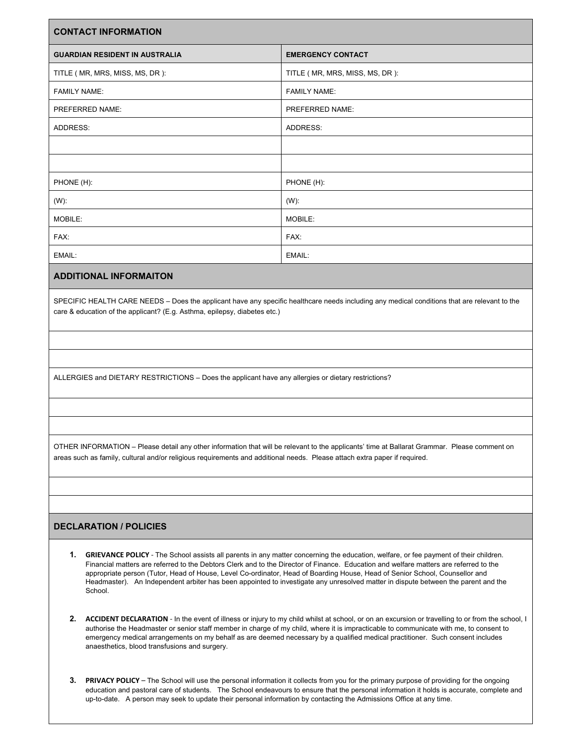## CONTACT INFORMATION

| GUARDIAN RESIDENT IN AUSTRALIA | EMERGENCY CONTACT |
|---|---|
| TITLE ( MR, MRS, MISS, MS, DR ): | TITLE ( MR, MRS, MISS, MS, DR ): |
| FAMILY NAME: | FAMILY NAME: |
| PREFERRED NAME: | PREFERRED NAME: |
| ADDRESS: | ADDRESS: |
| | |
| | |
| PHONE (H): | PHONE (H): |
| (W): | (W): |
| MOBILE: | MOBILE: |
| FAX: | FAX: |
| EMAIL: | EMAIL: |

## ADDITIONAL INFORMAITON

SPECIFIC HEALTH CARE NEEDS – Does the applicant have any specific healthcare needs including any medical conditions that are relevant to the care & education of the applicant? (E.g. Asthma, epilepsy, diabetes etc.)

ALLERGIES and DIETARY RESTRICTIONS – Does the applicant have any allergies or dietary restrictions?

OTHER INFORMATION – Please detail any other information that will be relevant to the applicants' time at Ballarat Grammar. Please comment on areas such as family, cultural and/or religious requirements and additional needs. Please attach extra paper if required.

## DECLARATION / POLICIES

1. **GRIEVANCE POLICY** - The School assists all parents in any matter concerning the education, welfare, or fee payment of their children. Financial matters are referred to the Debtors Clerk and to the Director of Finance. Education and welfare matters are referred to the appropriate person (Tutor, Head of House, Level Co-ordinator, Head of Boarding House, Head of Senior School, Counsellor and Headmaster). An Independent arbiter has been appointed to investigate any unresolved matter in dispute between the parent and the School.

2. **ACCIDENT DECLARATION** - In the event of illness or injury to my child whilst at school, or on an excursion or travelling to or from the school, I authorise the Headmaster or senior staff member in charge of my child, where it is impracticable to communicate with me, to consent to emergency medical arrangements on my behalf as are deemed necessary by a qualified medical practitioner. Such consent includes anaesthetics, blood transfusions and surgery.

3. **PRIVACY POLICY** – The School will use the personal information it collects from you for the primary purpose of providing for the ongoing education and pastoral care of students. The School endeavours to ensure that the personal information it holds is accurate, complete and up-to-date. A person may seek to update their personal information by contacting the Admissions Office at any time.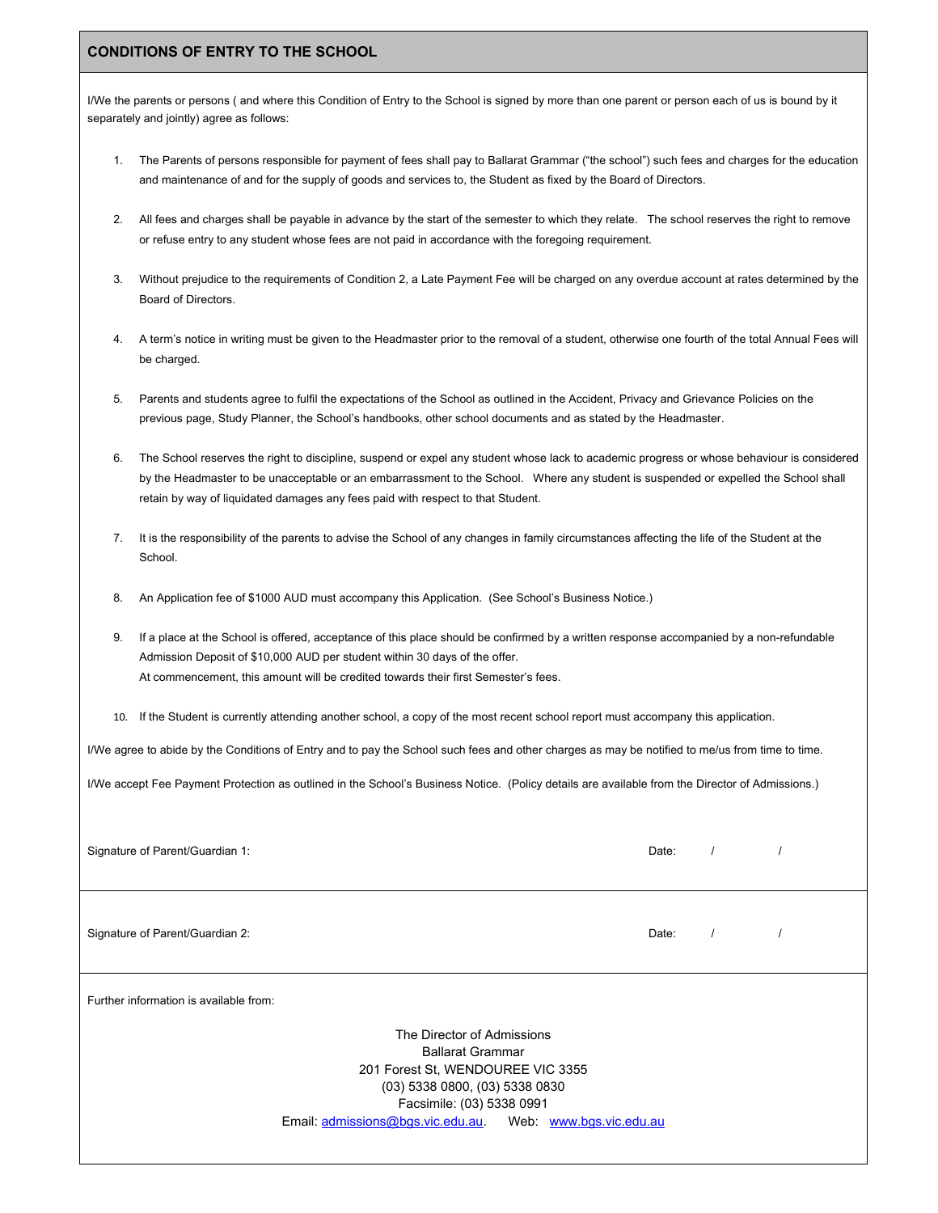## CONDITIONS OF ENTRY TO THE SCHOOL

I/We the parents or persons ( and where this Condition of Entry to the School is signed by more than one parent or person each of us is bound by it separately and jointly) agree as follows:

1. The Parents of persons responsible for payment of fees shall pay to Ballarat Grammar ("the school") such fees and charges for the education and maintenance of and for the supply of goods and services to, the Student as fixed by the Board of Directors.

2. All fees and charges shall be payable in advance by the start of the semester to which they relate. The school reserves the right to remove or refuse entry to any student whose fees are not paid in accordance with the foregoing requirement.

3. Without prejudice to the requirements of Condition 2, a Late Payment Fee will be charged on any overdue account at rates determined by the Board of Directors.

4. A term's notice in writing must be given to the Headmaster prior to the removal of a student, otherwise one fourth of the total Annual Fees will be charged.

5. Parents and students agree to fulfil the expectations of the School as outlined in the Accident, Privacy and Grievance Policies on the previous page, Study Planner, the School's handbooks, other school documents and as stated by the Headmaster.

6. The School reserves the right to discipline, suspend or expel any student whose lack to academic progress or whose behaviour is considered by the Headmaster to be unacceptable or an embarrassment to the School. Where any student is suspended or expelled the School shall retain by way of liquidated damages any fees paid with respect to that Student.

7. It is the responsibility of the parents to advise the School of any changes in family circumstances affecting the life of the Student at the School.

8. An Application fee of $1000 AUD must accompany this Application. (See School's Business Notice.)

9. If a place at the School is offered, acceptance of this place should be confirmed by a written response accompanied by a non-refundable Admission Deposit of $10,000 AUD per student within 30 days of the offer.
   At commencement, this amount will be credited towards their first Semester's fees.

10. If the Student is currently attending another school, a copy of the most recent school report must accompany this application.

I/We agree to abide by the Conditions of Entry and to pay the School such fees and other charges as may be notified to me/us from time to time.

I/We accept Fee Payment Protection as outlined in the School's Business Notice. (Policy details are available from the Director of Admissions.)

Signature of Parent/Guardian 1: Date: / /

Signature of Parent/Guardian 2: Date: / /

Further information is available from:

The Director of Admissions
Ballarat Grammar
201 Forest St, WENDOUREE VIC 3355
(03) 5338 0800, (03) 5338 0830
Facsimile: (03) 5338 0991
Email: admissions@bgs.vic.edu.au. Web: www.bgs.vic.edu.au